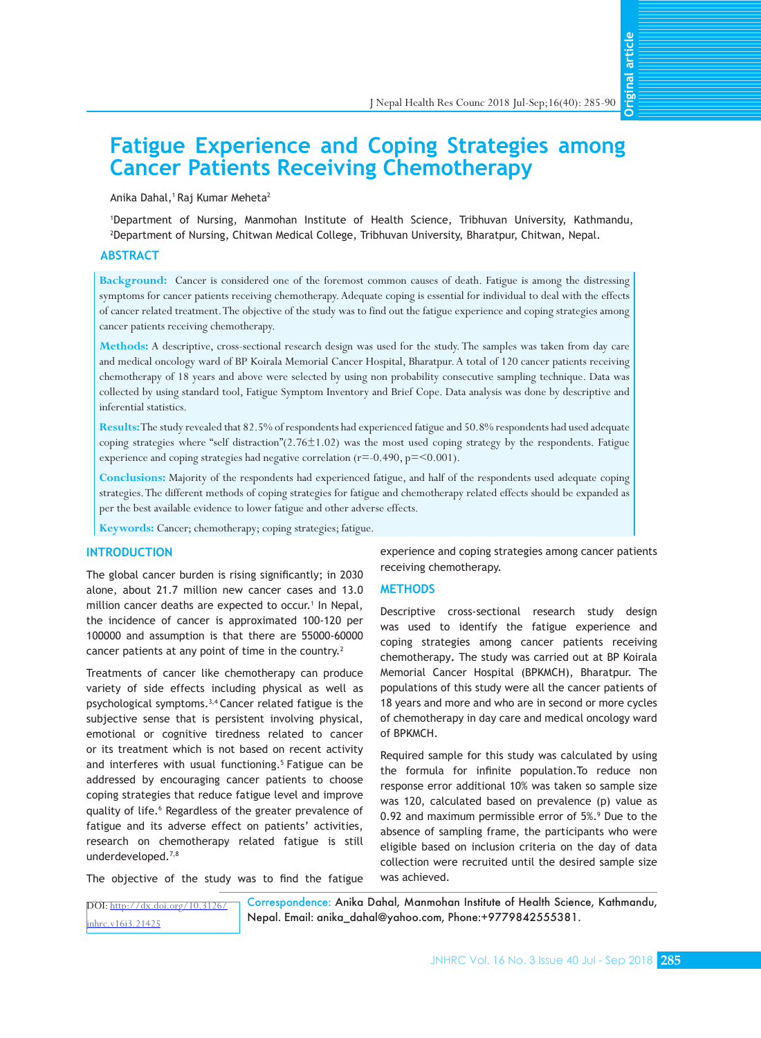# Fatigue Experience and Coping Strategies among Cancer Patients Receiving Chemotherapy

Anika Dahal,[1] Raj Kumar Meheta[2]

[1]Department of Nursing, Manmohan Institute of Health Science, Tribhuvan University, Kathmandu, [2]Department of Nursing, Chitwan Medical College, Tribhuvan University, Bharatpur, Chitwan, Nepal.

## ABSTRACT

**Background:** Cancer is considered one of the foremost common causes of death. Fatigue is among the distressing symptoms for cancer patients receiving chemotherapy. Adequate coping is essential for individual to deal with the effects of cancer related treatment. The objective of the study was to find out the fatigue experience and coping strategies among cancer patients receiving chemotherapy.

**Methods:** A descriptive, cross-sectional research design was used for the study. The samples was taken from day care and medical oncology ward of BP Koirala Memorial Cancer Hospital, Bharatpur. A total of 120 cancer patients receiving chemotherapy of 18 years and above were selected by using non probability consecutive sampling technique. Data was collected by using standard tool, Fatigue Symptom Inventory and Brief Cope. Data analysis was done by descriptive and inferential statistics.

**Results:** The study revealed that 82.5% of respondents had experienced fatigue and 50.8% respondents had used adequate coping strategies where "self distraction"(2.76±1.02) was the most used coping strategy by the respondents. Fatigue experience and coping strategies had negative correlation (r=-0.490, p=<0.001).

**Conclusions:** Majority of the respondents had experienced fatigue, and half of the respondents used adequate coping strategies. The different methods of coping strategies for fatigue and chemotherapy related effects should be expanded as per the best available evidence to lower fatigue and other adverse effects.

**Keywords:** Cancer; chemotherapy; coping strategies; fatigue.

## INTRODUCTION

The global cancer burden is rising significantly; in 2030 alone, about 21.7 million new cancer cases and 13.0 million cancer deaths are expected to occur.[1] In Nepal, the incidence of cancer is approximated 100-120 per 100000 and assumption is that there are 55000-60000 cancer patients at any point of time in the country.[2]

Treatments of cancer like chemotherapy can produce variety of side effects including physical as well as psychological symptoms.[3,4] Cancer related fatigue is the subjective sense that is persistent involving physical, emotional or cognitive tiredness related to cancer or its treatment which is not based on recent activity and interferes with usual functioning.[5] Fatigue can be addressed by encouraging cancer patients to choose coping strategies that reduce fatigue level and improve quality of life.[6] Regardless of the greater prevalence of fatigue and its adverse effect on patients' activities, research on chemotherapy related fatigue is still underdeveloped.[7,8]

The objective of the study was to find the fatigue experience and coping strategies among cancer patients receiving chemotherapy.

## METHODS

Descriptive cross-sectional research study design was used to identify the fatigue experience and coping strategies among cancer patients receiving chemotherapy**.** The study was carried out at BP Koirala Memorial Cancer Hospital (BPKMCH), Bharatpur. The populations of this study were all the cancer patients of 18 years and more and who are in second or more cycles of chemotherapy in day care and medical oncology ward of BPKMCH.

Required sample for this study was calculated by using the formula for infinite population.To reduce non response error additional 10% was taken so sample size was 120, calculated based on prevalence (p) value as 0.92 and maximum permissible error of 5%.[9] Due to the absence of sampling frame, the participants who were eligible based on inclusion criteria on the day of data collection were recruited until the desired sample size was achieved.

DOI: http://dx.doi.org/10.31267/jnhrc.v16i3.21425

Correspondence: Anika Dahal, Manmohan Institute of Health Science, Kathmandu, Nepal. Email: anika_dahal@yahoo.com, Phone:+9779842555381.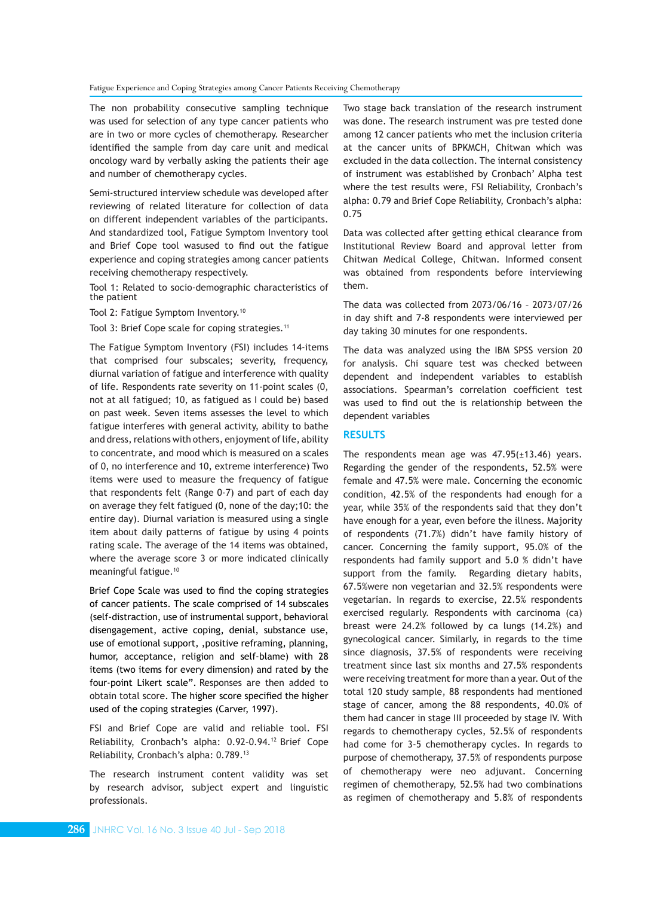The non probability consecutive sampling technique was used for selection of any type cancer patients who are in two or more cycles of chemotherapy. Researcher identified the sample from day care unit and medical oncology ward by verbally asking the patients their age and number of chemotherapy cycles.

Semi-structured interview schedule was developed after reviewing of related literature for collection of data on different independent variables of the participants. And standardized tool, Fatigue Symptom Inventory tool and Brief Cope tool wasused to find out the fatigue experience and coping strategies among cancer patients receiving chemotherapy respectively.

Tool 1: Related to socio-demographic characteristics of the patient

Tool 2: Fatigue Symptom Inventory.[10]

Tool 3: Brief Cope scale for coping strategies.[11]

The Fatigue Symptom Inventory (FSI) includes 14-items that comprised four subscales; severity, frequency, diurnal variation of fatigue and interference with quality of life. Respondents rate severity on 11-point scales (0, not at all fatigued; 10, as fatigued as I could be) based on past week. Seven items assesses the level to which fatigue interferes with general activity, ability to bathe and dress, relations with others, enjoyment of life, ability to concentrate, and mood which is measured on a scales of 0, no interference and 10, extreme interference) Two items were used to measure the frequency of fatigue that respondents felt (Range 0-7) and part of each day on average they felt fatigued (0, none of the day;10: the entire day). Diurnal variation is measured using a single item about daily patterns of fatigue by using 4 points rating scale. The average of the 14 items was obtained, where the average score 3 or more indicated clinically meaningful fatigue.[10]

Brief Cope Scale was used to find the coping strategies of cancer patients. The scale comprised of 14 subscales (self-distraction, use of instrumental support, behavioral disengagement, active coping, denial, substance use, use of emotional support, ,positive reframing, planning, humor, acceptance, religion and self-blame) with 28 items (two items for every dimension) and rated by the four-point Likert scale". Responses are then added to obtain total score. The higher score specified the higher used of the coping strategies (Carver, 1997).

FSI and Brief Cope are valid and reliable tool. FSI Reliability, Cronbach's alpha: 0.92–0.94.[12] Brief Cope Reliability, Cronbach's alpha: 0.789.[13]

The research instrument content validity was set by research advisor, subject expert and linguistic professionals.

Two stage back translation of the research instrument was done. The research instrument was pre tested done among 12 cancer patients who met the inclusion criteria at the cancer units of BPKMCH, Chitwan which was excluded in the data collection. The internal consistency of instrument was established by Cronbach' Alpha test where the test results were, FSI Reliability, Cronbach's alpha: 0.79 and Brief Cope Reliability, Cronbach's alpha: 0.75

Data was collected after getting ethical clearance from Institutional Review Board and approval letter from Chitwan Medical College, Chitwan. Informed consent was obtained from respondents before interviewing them.

The data was collected from 2073/06/16 – 2073/07/26 in day shift and 7-8 respondents were interviewed per day taking 30 minutes for one respondents.

The data was analyzed using the IBM SPSS version 20 for analysis. Chi square test was checked between dependent and independent variables to establish associations. Spearman's correlation coefficient test was used to find out the is relationship between the dependent variables

## RESULTS

The respondents mean age was 47.95(±13.46) years. Regarding the gender of the respondents, 52.5% were female and 47.5% were male. Concerning the economic condition, 42.5% of the respondents had enough for a year, while 35% of the respondents said that they don't have enough for a year, even before the illness. Majority of respondents (71.7%) didn't have family history of cancer. Concerning the family support, 95.0% of the respondents had family support and 5.0 % didn't have support from the family. Regarding dietary habits, 67.5%were non vegetarian and 32.5% respondents were vegetarian. In regards to exercise, 22.5% respondents exercised regularly. Respondents with carcinoma (ca) breast were 24.2% followed by ca lungs (14.2%) and gynecological cancer. Similarly, in regards to the time since diagnosis, 37.5% of respondents were receiving treatment since last six months and 27.5% respondents were receiving treatment for more than a year. Out of the total 120 study sample, 88 respondents had mentioned stage of cancer, among the 88 respondents, 40.0% of them had cancer in stage III proceeded by stage IV. With regards to chemotherapy cycles, 52.5% of respondents had come for 3-5 chemotherapy cycles. In regards to purpose of chemotherapy, 37.5% of respondents purpose of chemotherapy were neo adjuvant. Concerning regimen of chemotherapy, 52.5% had two combinations as regimen of chemotherapy and 5.8% of respondents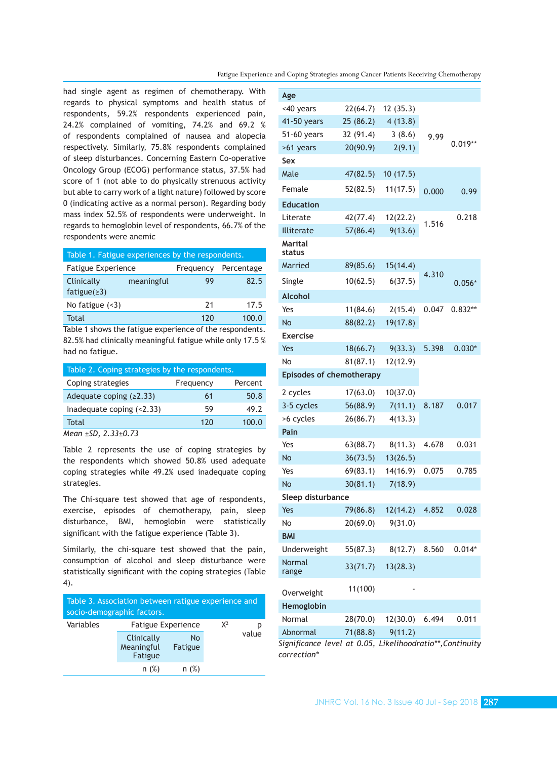had single agent as regimen of chemotherapy. With regards to physical symptoms and health status of respondents, 59.2% respondents experienced pain, 24.2% complained of vomiting, 74.2% and 69.2 % of respondents complained of nausea and alopecia respectively. Similarly, 75.8% respondents complained of sleep disturbances. Concerning Eastern Co-operative Oncology Group (ECOG) performance status, 37.5% had score of 1 (not able to do physically strenuous activity but able to carry work of a light nature) followed by score 0 (indicating active as a normal person). Regarding body mass index 52.5% of respondents were underweight. In regards to hemoglobin level of respondents, 66.7% of the respondents were anemic

Table 1. Fatigue experiences by the respondents.

| Fatigue Experience | Frequency | Percentage |
|---|---|---|
| Clinically meaningful fatigue(≥3) | 99 | 82.5 |
| No fatigue (<3) | 21 | 17.5 |
| Total | 120 | 100.0 |

Table 1 shows the fatigue experience of the respondents. 82.5% had clinically meaningful fatigue while only 17.5 % had no fatigue.

Table 2. Coping strategies by the respondents.

| Coping strategies | Frequency | Percent |
|---|---|---|
| Adequate coping (≥2.33) | 61 | 50.8 |
| Inadequate coping (<2.33) | 59 | 49.2 |
| Total | 120 | 100.0 |

*Mean ±SD, 2.33±0.73*

Table 2 represents the use of coping strategies by the respondents which showed 50.8% used adequate coping strategies while 49.2% used inadequate coping strategies.

The Chi-square test showed that age of respondents, exercise, episodes of chemotherapy, pain, sleep disturbance, BMI, hemoglobin were statistically significant with the fatigue experience (Table 3).

Similarly, the chi-square test showed that the pain, consumption of alcohol and sleep disturbance were statistically significant with the coping strategies (Table 4).

Table 3. Association between ratigue experience and socio-demographic factors.

| Variables | Fatigue Experience: Clinically Meaningful Fatigue n (%) | Fatigue Experience: No Fatigue n (%) | $X^2$ | p value |
|---|---|---|---|---|
| **Age** | | | | |
| <40 years | 22(64.7) | 12 (35.3) | 9.99 | 0.019** |
| 41-50 years | 25 (86.2) | 4 (13.8) | | |
| 51-60 years | 32 (91.4) | 3 (8.6) | | |
| >61 years | 20(90.9) | 2(9.1) | | |
| **Sex** | | | | |
| Male | 47(82.5) | 10 (17.5) | 0.000 | 0.99 |
| Female | 52(82.5) | 11(17.5) | | |
| **Education** | | | | |
| Literate | 42(77.4) | 12(22.2) | 1.516 | 0.218 |
| Illiterate | 57(86.4) | 9(13.6) | | |
| **Marital status** | | | | |
| Married | 89(85.6) | 15(14.4) | 4.310 | 0.056* |
| Single | 10(62.5) | 6(37.5) | | |
| **Alcohol** | | | | |
| Yes | 11(84.6) | 2(15.4) | 0.047 | 0.832** |
| No | 88(82.2) | 19(17.8) | | |
| **Exercise** | | | | |
| Yes | 18(66.7) | 9(33.3) | 5.398 | 0.030* |
| No | 81(87.1) | 12(12.9) | | |
| **Episodes of chemotherapy** | | | | |
| 2 cycles | 17(63.0) | 10(37.0) | 8.187 | 0.017 |
| 3-5 cycles | 56(88.9) | 7(11.1) | | |
| >6 cycles | 26(86.7) | 4(13.3) | | |
| **Pain** | | | | |
| Yes | 63(88.7) | 8(11.3) | 4.678 | 0.031 |
| No | 36(73.5) | 13(26.5) | | |
| Yes | 69(83.1) | 14(16.9) | 0.075 | 0.785 |
| No | 30(81.1) | 7(18.9) | | |
| **Sleep disturbance** | | | | |
| Yes | 79(86.8) | 12(14.2) | 4.852 | 0.028 |
| No | 20(69.0) | 9(31.0) | | |
| **BMI** | | | | |
| Underweight | 55(87.3) | 8(12.7) | 8.560 | 0.014* |
| Normal range | 33(71.7) | 13(28.3) | | |
| Overweight | 11(100) | - | | |
| **Hemoglobin** | | | | |
| Normal | 28(70.0) | 12(30.0) | 6.494 | 0.011 |
| Abnormal | 71(88.8) | 9(11.2) | | |

*Significance level at 0.05, Likelihoodratio\*\*,Continuity correction\**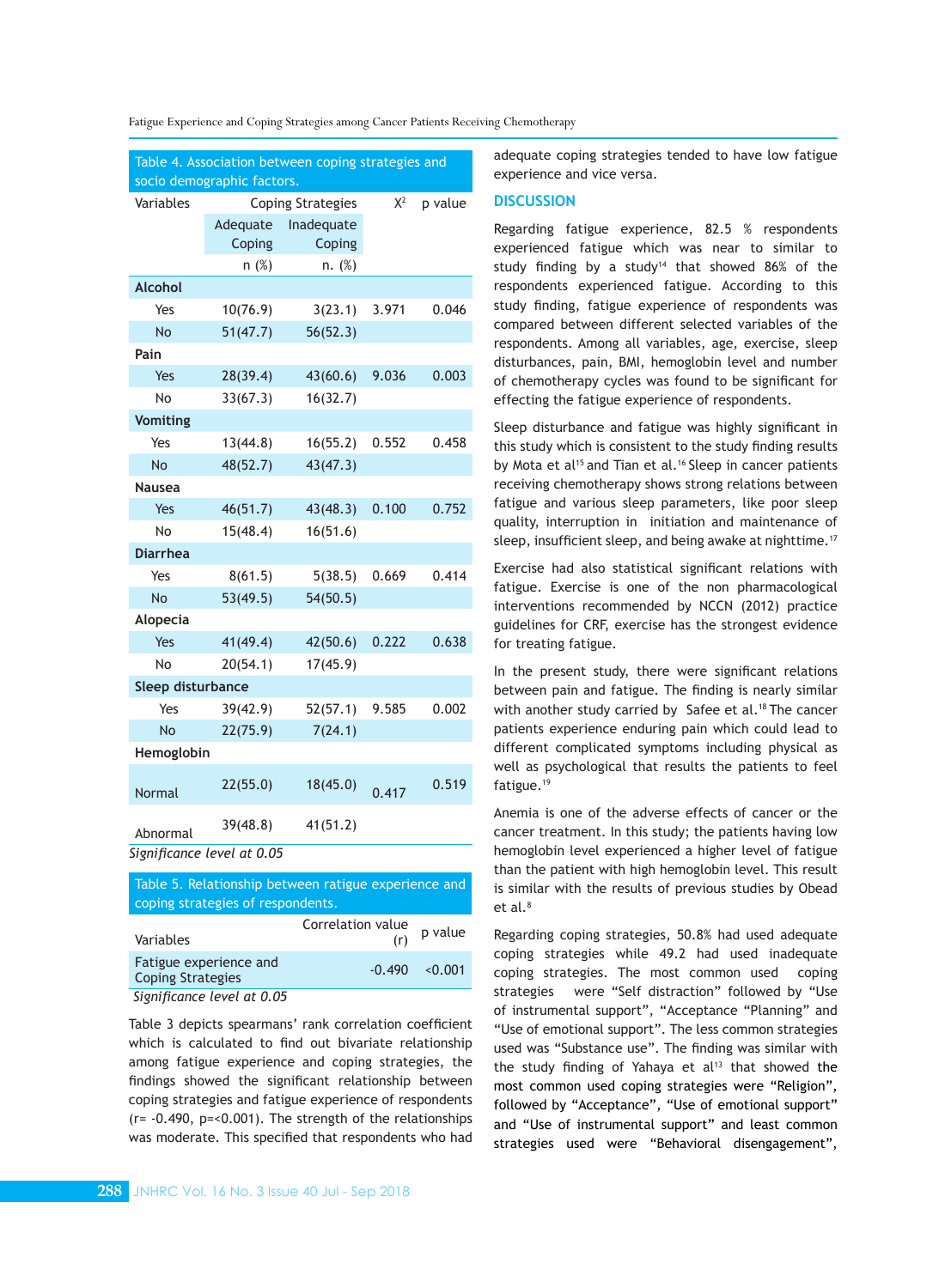Table 4. Association between coping strategies and socio demographic factors.

| Variables | Coping Strategies | | $X^2$ | p value |
|---|---|---|---|---|
| | Adequate Coping | Inadequate Coping | | |
| | n (%) | n. (%) | | |
| **Alcohol** | | | | |
| Yes | 10(76.9) | 3(23.1) | 3.971 | 0.046 |
| No | 51(47.7) | 56(52.3) | | |
| **Pain** | | | | |
| Yes | 28(39.4) | 43(60.6) | 9.036 | 0.003 |
| No | 33(67.3) | 16(32.7) | | |
| **Vomiting** | | | | |
| Yes | 13(44.8) | 16(55.2) | 0.552 | 0.458 |
| No | 48(52.7) | 43(47.3) | | |
| **Nausea** | | | | |
| Yes | 46(51.7) | 43(48.3) | 0.100 | 0.752 |
| No | 15(48.4) | 16(51.6) | | |
| **Diarrhea** | | | | |
| Yes | 8(61.5) | 5(38.5) | 0.669 | 0.414 |
| No | 53(49.5) | 54(50.5) | | |
| **Alopecia** | | | | |
| Yes | 41(49.4) | 42(50.6) | 0.222 | 0.638 |
| No | 20(54.1) | 17(45.9) | | |
| **Sleep disturbance** | | | | |
| Yes | 39(42.9) | 52(57.1) | 9.585 | 0.002 |
| No | 22(75.9) | 7(24.1) | | |
| **Hemoglobin** | | | | |
| Normal | 22(55.0) | 18(45.0) | 0.417 | 0.519 |
| Abnormal | 39(48.8) | 41(51.2) | | |

*Significance level at 0.05*

Table 5. Relationship between ratigue experience and coping strategies of respondents.

| Variables | Correlation value (r) | p value |
|---|---|---|
| Fatigue experience and Coping Strategies | -0.490 | <0.001 |

*Significance level at 0.05*

Table 3 depicts spearmans' rank correlation coefficient which is calculated to find out bivariate relationship among fatigue experience and coping strategies, the findings showed the significant relationship between coping strategies and fatigue experience of respondents (r= -0.490, p=<0.001). The strength of the relationships was moderate. This specified that respondents who had adequate coping strategies tended to have low fatigue experience and vice versa.

## DISCUSSION

Regarding fatigue experience, 82.5 % respondents experienced fatigue which was near to similar to study finding by a study[14] that showed 86% of the respondents experienced fatigue. According to this study finding, fatigue experience of respondents was compared between different selected variables of the respondents. Among all variables, age, exercise, sleep disturbances, pain, BMI, hemoglobin level and number of chemotherapy cycles was found to be significant for effecting the fatigue experience of respondents.

Sleep disturbance and fatigue was highly significant in this study which is consistent to the study finding results by Mota et al[15] and Tian et al.[16] Sleep in cancer patients receiving chemotherapy shows strong relations between fatigue and various sleep parameters, like poor sleep quality, interruption in initiation and maintenance of sleep, insufficient sleep, and being awake at nighttime.[17]

Exercise had also statistical significant relations with fatigue. Exercise is one of the non pharmacological interventions recommended by NCCN (2012) practice guidelines for CRF, exercise has the strongest evidence for treating fatigue.

In the present study, there were significant relations between pain and fatigue. The finding is nearly similar with another study carried by Safee et al.[18] The cancer patients experience enduring pain which could lead to different complicated symptoms including physical as well as psychological that results the patients to feel fatigue.[19]

Anemia is one of the adverse effects of cancer or the cancer treatment. In this study; the patients having low hemoglobin level experienced a higher level of fatigue than the patient with high hemoglobin level. This result is similar with the results of previous studies by Obead et al.[8]

Regarding coping strategies, 50.8% had used adequate coping strategies while 49.2 had used inadequate coping strategies. The most common used coping strategies were "Self distraction" followed by "Use of instrumental support", "Acceptance "Planning" and "Use of emotional support". The less common strategies used was "Substance use". The finding was similar with the study finding of Yahaya et al[13] that showed the most common used coping strategies were "Religion", followed by "Acceptance", "Use of emotional support" and "Use of instrumental support" and least common strategies used were "Behavioral disengagement",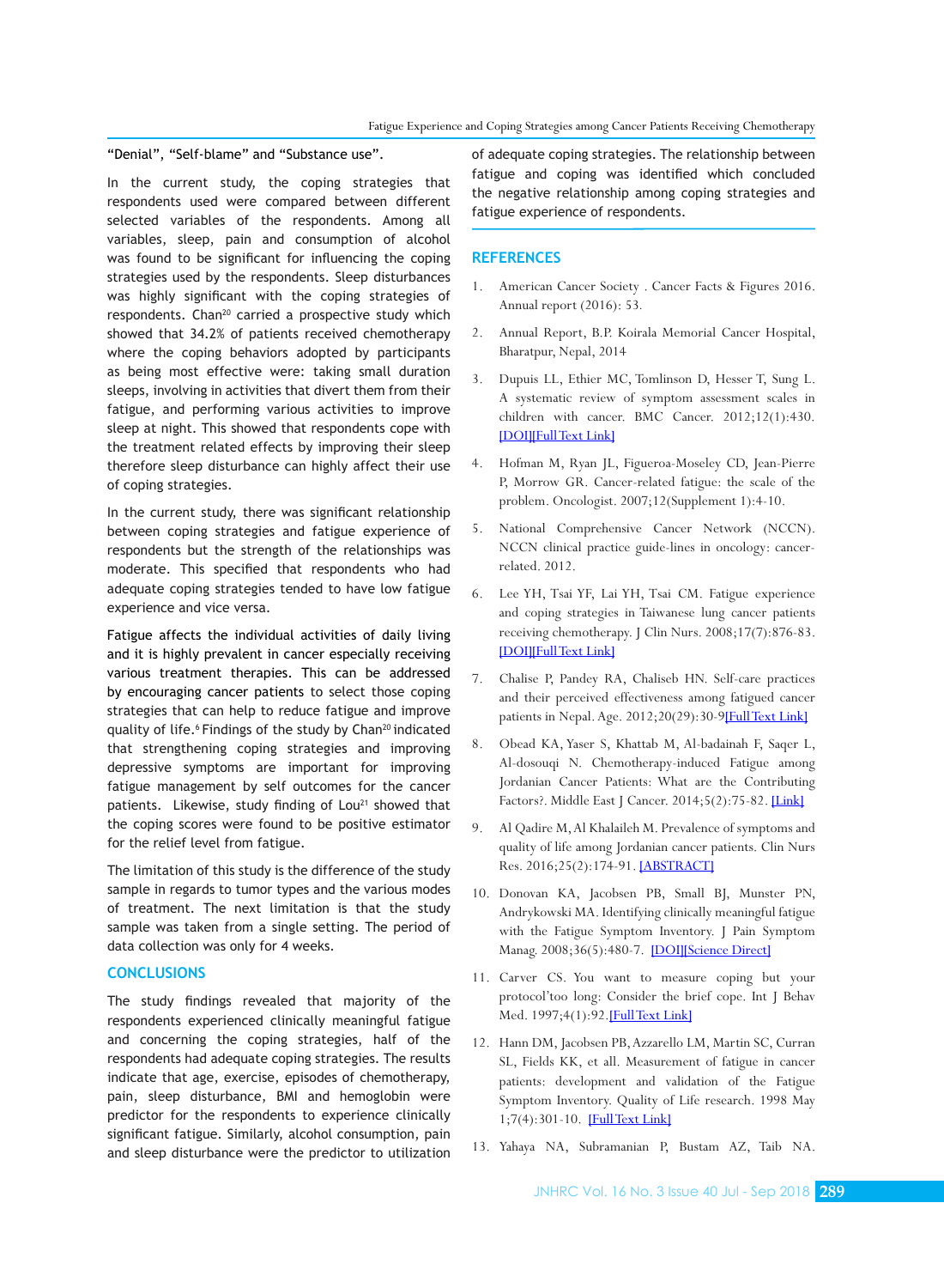"Denial", "Self-blame" and "Substance use".

In the current study, the coping strategies that respondents used were compared between different selected variables of the respondents. Among all variables, sleep, pain and consumption of alcohol was found to be significant for influencing the coping strategies used by the respondents. Sleep disturbances was highly significant with the coping strategies of respondents. Chan[20] carried a prospective study which showed that 34.2% of patients received chemotherapy where the coping behaviors adopted by participants as being most effective were: taking small duration sleeps, involving in activities that divert them from their fatigue, and performing various activities to improve sleep at night. This showed that respondents cope with the treatment related effects by improving their sleep therefore sleep disturbance can highly affect their use of coping strategies.

In the current study, there was significant relationship between coping strategies and fatigue experience of respondents but the strength of the relationships was moderate. This specified that respondents who had adequate coping strategies tended to have low fatigue experience and vice versa.

Fatigue affects the individual activities of daily living and it is highly prevalent in cancer especially receiving various treatment therapies. This can be addressed by encouraging cancer patients to select those coping strategies that can help to reduce fatigue and improve quality of life.[6] Findings of the study by Chan[20] indicated that strengthening coping strategies and improving depressive symptoms are important for improving fatigue management by self outcomes for the cancer patients. Likewise, study finding of Lou[21] showed that the coping scores were found to be positive estimator for the relief level from fatigue.

The limitation of this study is the difference of the study sample in regards to tumor types and the various modes of treatment. The next limitation is that the study sample was taken from a single setting. The period of data collection was only for 4 weeks.

## CONCLUSIONS

The study findings revealed that majority of the respondents experienced clinically meaningful fatigue and concerning the coping strategies, half of the respondents had adequate coping strategies. The results indicate that age, exercise, episodes of chemotherapy, pain, sleep disturbance, BMI and hemoglobin were predictor for the respondents to experience clinically significant fatigue. Similarly, alcohol consumption, pain and sleep disturbance were the predictor to utilization of adequate coping strategies. The relationship between fatigue and coping was identified which concluded the negative relationship among coping strategies and fatigue experience of respondents.

## REFERENCES

1. American Cancer Society . Cancer Facts & Figures 2016. Annual report (2016): 53.
2. Annual Report, B.P. Koirala Memorial Cancer Hospital, Bharatpur, Nepal, 2014
3. Dupuis LL, Ethier MC, Tomlinson D, Hesser T, Sung L. A systematic review of symptom assessment scales in children with cancer. BMC Cancer. 2012;12(1):430. [DOI][Full Text Link]
4. Hofman M, Ryan JL, Figueroa-Moseley CD, Jean-Pierre P, Morrow GR. Cancer-related fatigue: the scale of the problem. Oncologist. 2007;12(Supplement 1):4-10.
5. National Comprehensive Cancer Network (NCCN). NCCN clinical practice guide-lines in oncology: cancer-related. 2012.
6. Lee YH, Tsai YF, Lai YH, Tsai CM. Fatigue experience and coping strategies in Taiwanese lung cancer patients receiving chemotherapy. J Clin Nurs. 2008;17(7):876-83. [DOI][Full Text Link]
7. Chalise P, Pandey RA, Chaliseb HN. Self-care practices and their perceived effectiveness among fatigued cancer patients in Nepal. Age. 2012;20(29):30-9[Full Text Link]
8. Obead KA, Yaser S, Khattab M, Al-badainah F, Saqer L, Al-dosouqi N. Chemotherapy-induced Fatigue among Jordanian Cancer Patients: What are the Contributing Factors?. Middle East J Cancer. 2014;5(2):75-82. [Link]
9. Al Qadire M, Al Khalaileh M. Prevalence of symptoms and quality of life among Jordanian cancer patients. Clin Nurs Res. 2016;25(2):174-91. [ABSTRACT]
10. Donovan KA, Jacobsen PB, Small BJ, Munster PN, Andrykowski MA. Identifying clinically meaningful fatigue with the Fatigue Symptom Inventory. J Pain Symptom Manag. 2008;36(5):480-7. [DOI][Science Direct]
11. Carver CS. You want to measure coping but your protocol'too long: Consider the brief cope. Int J Behav Med. 1997;4(1):92.[Full Text Link]
12. Hann DM, Jacobsen PB, Azzarello LM, Martin SC, Curran SL, Fields KK, et all. Measurement of fatigue in cancer patients: development and validation of the Fatigue Symptom Inventory. Quality of Life research. 1998 May 1;7(4):301-10. [Full Text Link]
13. Yahaya NA, Subramanian P, Bustam AZ, Taib NA.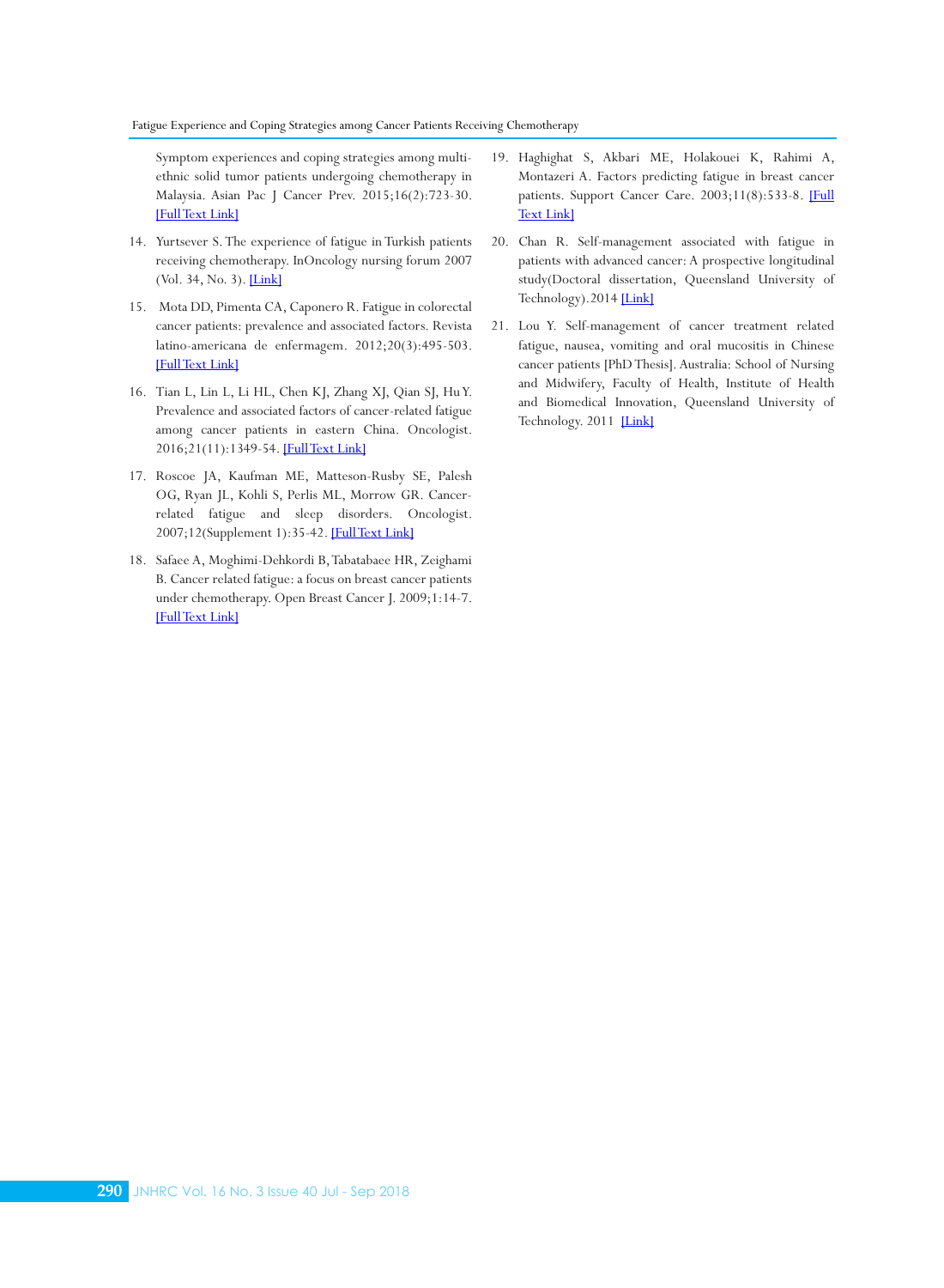Symptom experiences and coping strategies among multi-ethnic solid tumor patients undergoing chemotherapy in Malaysia. Asian Pac J Cancer Prev. 2015;16(2):723-30. [Full Text Link]

14. Yurtsever S. The experience of fatigue in Turkish patients receiving chemotherapy. InOncology nursing forum 2007 (Vol. 34, No. 3). [Link]

15. Mota DD, Pimenta CA, Caponero R. Fatigue in colorectal cancer patients: prevalence and associated factors. Revista latino-americana de enfermagem. 2012;20(3):495-503. [Full Text Link]

16. Tian L, Lin L, Li HL, Chen KJ, Zhang XJ, Qian SJ, Hu Y. Prevalence and associated factors of cancer-related fatigue among cancer patients in eastern China. Oncologist. 2016;21(11):1349-54. [Full Text Link]

17. Roscoe JA, Kaufman ME, Matteson-Rusby SE, Palesh OG, Ryan JL, Kohli S, Perlis ML, Morrow GR. Cancer-related fatigue and sleep disorders. Oncologist. 2007;12(Supplement 1):35-42. [Full Text Link]

18. Safaee A, Moghimi-Dehkordi B, Tabatabaee HR, Zeighami B. Cancer related fatigue: a focus on breast cancer patients under chemotherapy. Open Breast Cancer J. 2009;1:14-7. [Full Text Link]

19. Haghighat S, Akbari ME, Holakouei K, Rahimi A, Montazeri A. Factors predicting fatigue in breast cancer patients. Support Cancer Care. 2003;11(8):533-8. [Full Text Link]

20. Chan R. Self-management associated with fatigue in patients with advanced cancer: A prospective longitudinal study(Doctoral dissertation, Queensland University of Technology).2014 [Link]

21. Lou Y. Self-management of cancer treatment related fatigue, nausea, vomiting and oral mucositis in Chinese cancer patients [PhD Thesis]. Australia: School of Nursing and Midwifery, Faculty of Health, Institute of Health and Biomedical Innovation, Queensland University of Technology. 2011 [Link]